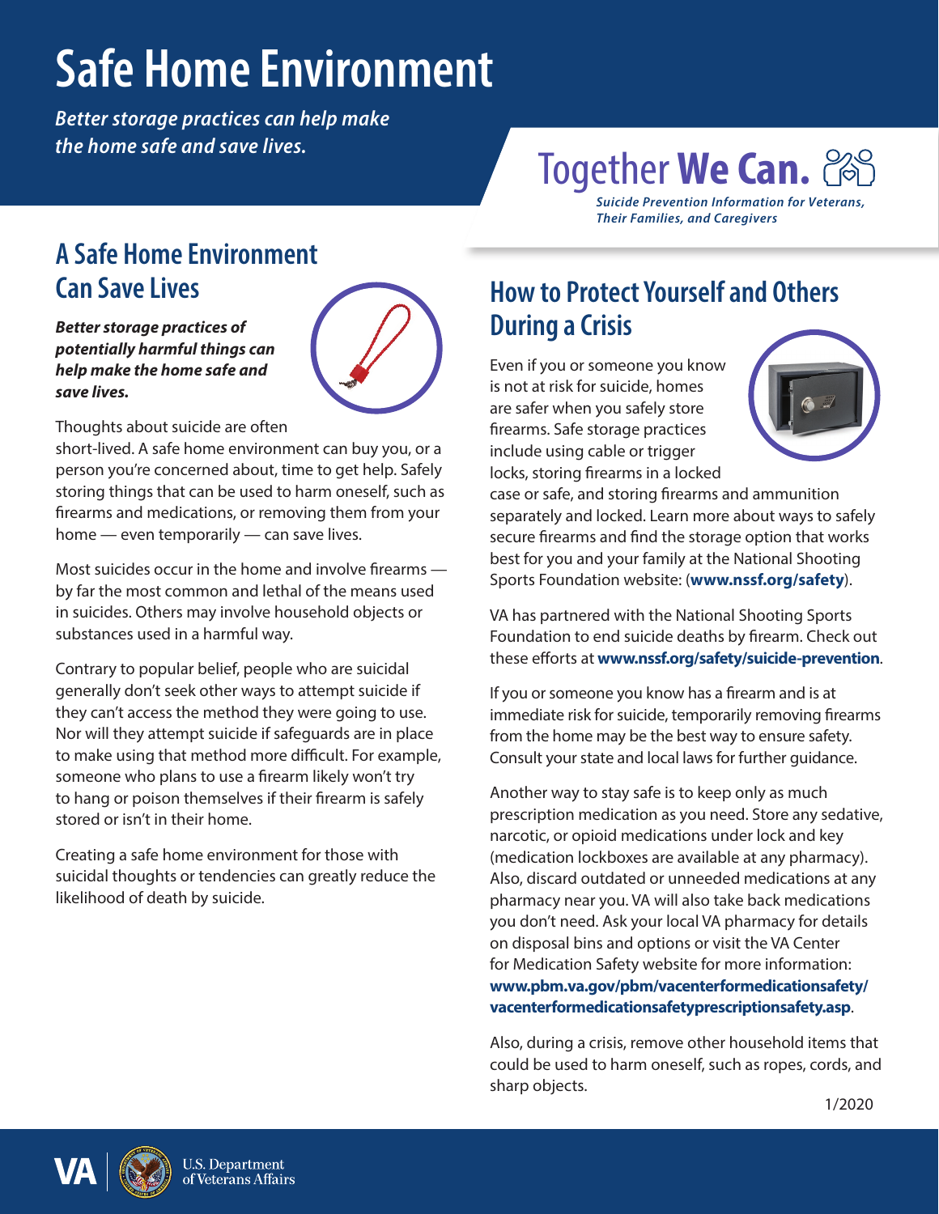# Safe Home Environment

*Better storage practices can help make the home safe and save lives.*

Together **We Can.**

***Suicide Prevention Information for Veterans, Their Families, and Caregivers***

## A Safe Home Environment Can Save Lives

***Better storage practices of potentially harmful things can help make the home safe and save lives.***

Thoughts about suicide are often short-lived. A safe home environment can buy you, or a person you're concerned about, time to get help. Safely storing things that can be used to harm oneself, such as firearms and medications, or removing them from your home — even temporarily — can save lives.

Most suicides occur in the home and involve firearms — by far the most common and lethal of the means used in suicides. Others may involve household objects or substances used in a harmful way.

Contrary to popular belief, people who are suicidal generally don't seek other ways to attempt suicide if they can't access the method they were going to use. Nor will they attempt suicide if safeguards are in place to make using that method more difficult. For example, someone who plans to use a firearm likely won't try to hang or poison themselves if their firearm is safely stored or isn't in their home.

Creating a safe home environment for those with suicidal thoughts or tendencies can greatly reduce the likelihood of death by suicide.

## How to Protect Yourself and Others During a Crisis

Even if you or someone you know is not at risk for suicide, homes are safer when you safely store firearms. Safe storage practices include using cable or trigger locks, storing firearms in a locked case or safe, and storing firearms and ammunition separately and locked. Learn more about ways to safely secure firearms and find the storage option that works best for you and your family at the National Shooting Sports Foundation website: (**www.nssf.org/safety**).

VA has partnered with the National Shooting Sports Foundation to end suicide deaths by firearm. Check out these efforts at **www.nssf.org/safety/suicide-prevention**.

If you or someone you know has a firearm and is at immediate risk for suicide, temporarily removing firearms from the home may be the best way to ensure safety. Consult your state and local laws for further guidance.

Another way to stay safe is to keep only as much prescription medication as you need. Store any sedative, narcotic, or opioid medications under lock and key (medication lockboxes are available at any pharmacy). Also, discard outdated or unneeded medications at any pharmacy near you. VA will also take back medications you don't need. Ask your local VA pharmacy for details on disposal bins and options or visit the VA Center for Medication Safety website for more information: **www.pbm.va.gov/pbm/vacenterformedicationsafety/vacenterformedicationsafetyprescriptionsafety.asp**.

Also, during a crisis, remove other household items that could be used to harm oneself, such as ropes, cords, and sharp objects.

1/2020

VA | U.S. Department of Veterans Affairs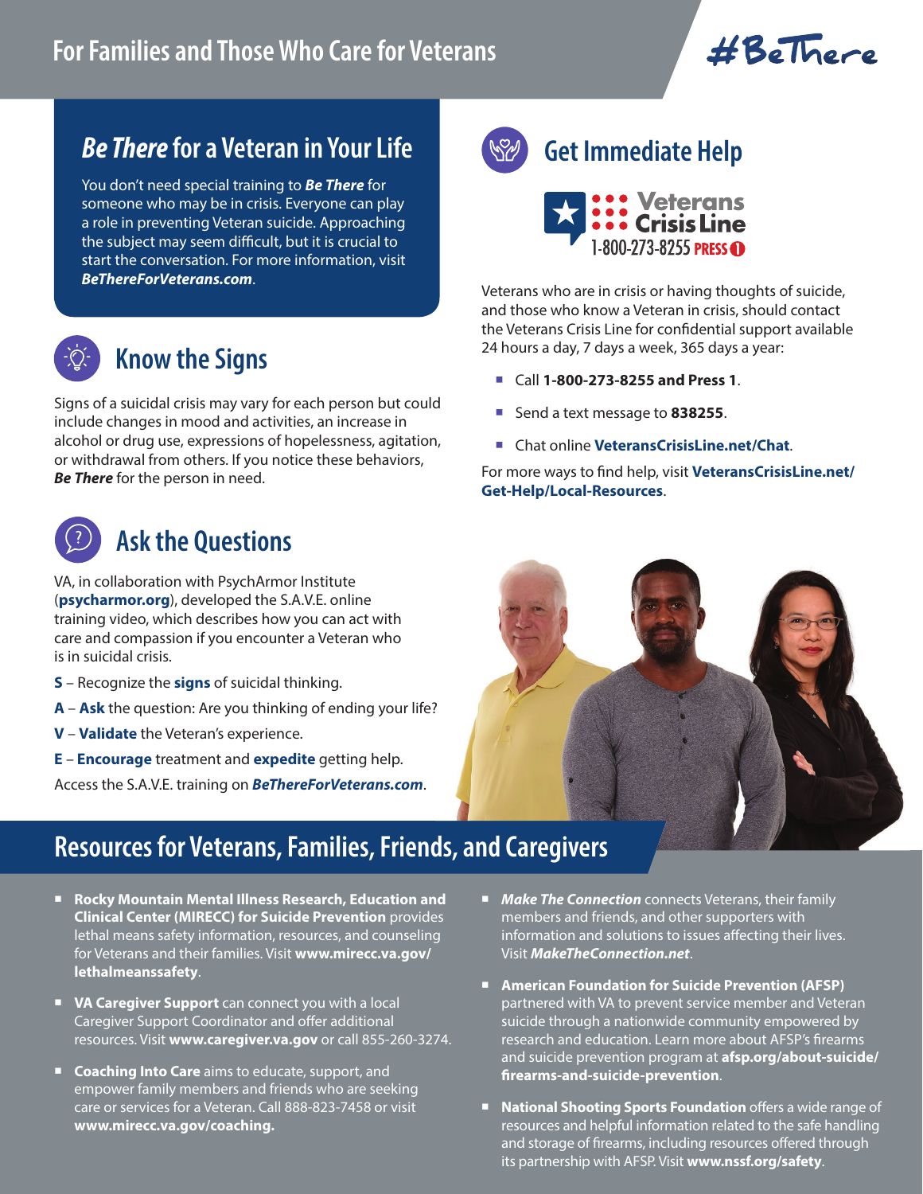# For Families and Those Who Care for Veterans

#BeThere

## *Be There* for a Veteran in Your Life

You don't need special training to ***Be There*** for someone who may be in crisis. Everyone can play a role in preventing Veteran suicide. Approaching the subject may seem difficult, but it is crucial to start the conversation. For more information, visit ***BeThereForVeterans.com***.

## Know the Signs

Signs of a suicidal crisis may vary for each person but could include changes in mood and activities, an increase in alcohol or drug use, expressions of hopelessness, agitation, or withdrawal from others. If you notice these behaviors, ***Be There*** for the person in need.

## Ask the Questions

VA, in collaboration with PsychArmor Institute (**psycharmor.org**), developed the S.A.V.E. online training video, which describes how you can act with care and compassion if you encounter a Veteran who is in suicidal crisis.

**S** – Recognize the **signs** of suicidal thinking.

**A** – **Ask** the question: Are you thinking of ending your life?

**V** – **Validate** the Veteran's experience.

**E** – **Encourage** treatment and **expedite** getting help.

Access the S.A.V.E. training on ***BeThereForVeterans.com***.

## Get Immediate Help

Veterans Crisis Line
1-800-273-8255 PRESS 1

Veterans who are in crisis or having thoughts of suicide, and those who know a Veteran in crisis, should contact the Veterans Crisis Line for confidential support available 24 hours a day, 7 days a week, 365 days a year:

- Call **1-800-273-8255 and Press 1**.
- Send a text message to **838255**.
- Chat online **VeteransCrisisLine.net/Chat**.

For more ways to find help, visit **VeteransCrisisLine.net/Get-Help/Local-Resources**.

## Resources for Veterans, Families, Friends, and Caregivers

- **Rocky Mountain Mental Illness Research, Education and Clinical Center (MIRECC) for Suicide Prevention** provides lethal means safety information, resources, and counseling for Veterans and their families. Visit **www.mirecc.va.gov/lethalmeanssafety**.
- **VA Caregiver Support** can connect you with a local Caregiver Support Coordinator and offer additional resources. Visit **www.caregiver.va.gov** or call 855-260-3274.
- **Coaching Into Care** aims to educate, support, and empower family members and friends who are seeking care or services for a Veteran. Call 888-823-7458 or visit **www.mirecc.va.gov/coaching.**
- ***Make The Connection*** connects Veterans, their family members and friends, and other supporters with information and solutions to issues affecting their lives. Visit ***MakeTheConnection.net***.
- **American Foundation for Suicide Prevention (AFSP)** partnered with VA to prevent service member and Veteran suicide through a nationwide community empowered by research and education. Learn more about AFSP's firearms and suicide prevention program at **afsp.org/about-suicide/firearms-and-suicide-prevention**.
- **National Shooting Sports Foundation** offers a wide range of resources and helpful information related to the safe handling and storage of firearms, including resources offered through its partnership with AFSP. Visit **www.nssf.org/safety**.